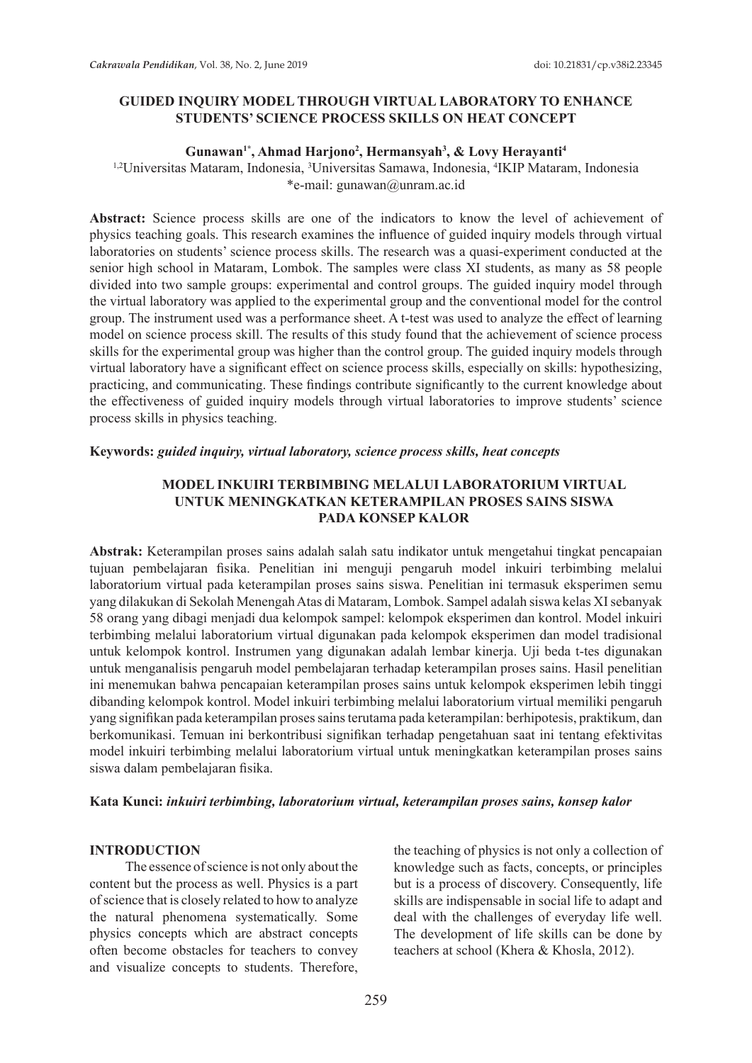# GUIDED INQUIRY MODEL THROUGH VIRTUAL LABORATORY TO ENHANCE STUDENTS' SCIENCE PROCESS SKILLS ON HEAT CONCEPT

**Gunawan[1*], Ahmad Harjono[2], Hermansyah[3], & Lovy Herayanti[4]**

[1,2]Universitas Mataram, Indonesia, [3]Universitas Samawa, Indonesia, [4]IKIP Mataram, Indonesia
*e-mail: gunawan@unram.ac.id

**Abstract:** Science process skills are one of the indicators to know the level of achievement of physics teaching goals. This research examines the influence of guided inquiry models through virtual laboratories on students' science process skills. The research was a quasi-experiment conducted at the senior high school in Mataram, Lombok. The samples were class XI students, as many as 58 people divided into two sample groups: experimental and control groups. The guided inquiry model through the virtual laboratory was applied to the experimental group and the conventional model for the control group. The instrument used was a performance sheet. A t-test was used to analyze the effect of learning model on science process skill. The results of this study found that the achievement of science process skills for the experimental group was higher than the control group. The guided inquiry models through virtual laboratory have a significant effect on science process skills, especially on skills: hypothesizing, practicing, and communicating. These findings contribute significantly to the current knowledge about the effectiveness of guided inquiry models through virtual laboratories to improve students' science process skills in physics teaching.

**Keywords:** ***guided inquiry, virtual laboratory, science process skills, heat concepts***

## MODEL INKUIRI TERBIMBING MELALUI LABORATORIUM VIRTUAL UNTUK MENINGKATKAN KETERAMPILAN PROSES SAINS SISWA PADA KONSEP KALOR

**Abstrak:** Keterampilan proses sains adalah salah satu indikator untuk mengetahui tingkat pencapaian tujuan pembelajaran fisika. Penelitian ini menguji pengaruh model inkuiri terbimbing melalui laboratorium virtual pada keterampilan proses sains siswa. Penelitian ini termasuk eksperimen semu yang dilakukan di Sekolah Menengah Atas di Mataram, Lombok. Sampel adalah siswa kelas XI sebanyak 58 orang yang dibagi menjadi dua kelompok sampel: kelompok eksperimen dan kontrol. Model inkuiri terbimbing melalui laboratorium virtual digunakan pada kelompok eksperimen dan model tradisional untuk kelompok kontrol. Instrumen yang digunakan adalah lembar kinerja. Uji beda t-tes digunakan untuk menganalisis pengaruh model pembelajaran terhadap keterampilan proses sains. Hasil penelitian ini menemukan bahwa pencapaian keterampilan proses sains untuk kelompok eksperimen lebih tinggi dibanding kelompok kontrol. Model inkuiri terbimbing melalui laboratorium virtual memiliki pengaruh yang signifikan pada keterampilan proses sains terutama pada keterampilan: berhipotesis, praktikum, dan berkomunikasi. Temuan ini berkontribusi signifikan terhadap pengetahuan saat ini tentang efektivitas model inkuiri terbimbing melalui laboratorium virtual untuk meningkatkan keterampilan proses sains siswa dalam pembelajaran fisika.

**Kata Kunci:** ***inkuiri terbimbing, laboratorium virtual, keterampilan proses sains, konsep kalor***

## INTRODUCTION

The essence of science is not only about the content but the process as well. Physics is a part of science that is closely related to how to analyze the natural phenomena systematically. Some physics concepts which are abstract concepts often become obstacles for teachers to convey and visualize concepts to students. Therefore, the teaching of physics is not only a collection of knowledge such as facts, concepts, or principles but is a process of discovery. Consequently, life skills are indispensable in social life to adapt and deal with the challenges of everyday life well. The development of life skills can be done by teachers at school (Khera & Khosla, 2012).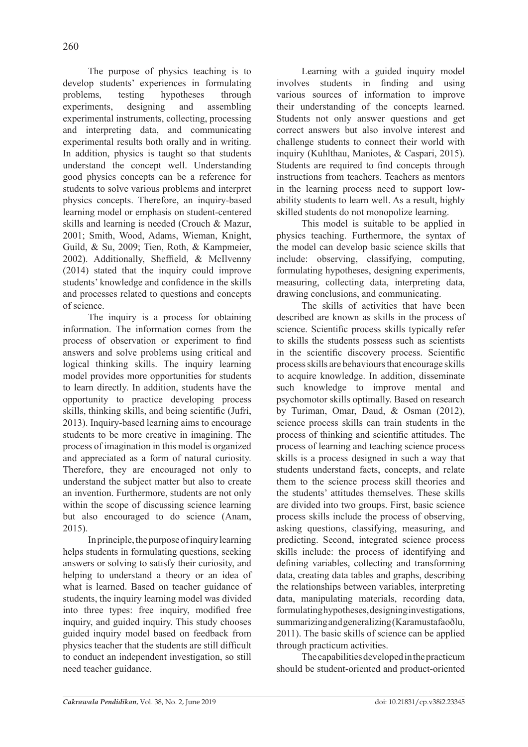The purpose of physics teaching is to develop students' experiences in formulating problems, testing hypotheses through experiments, designing and assembling experimental instruments, collecting, processing and interpreting data, and communicating experimental results both orally and in writing. In addition, physics is taught so that students understand the concept well. Understanding good physics concepts can be a reference for students to solve various problems and interpret physics concepts. Therefore, an inquiry-based learning model or emphasis on student-centered skills and learning is needed (Crouch & Mazur, 2001; Smith, Wood, Adams, Wieman, Knight, Guild, & Su, 2009; Tien, Roth, & Kampmeier, 2002). Additionally, Sheffield, & McIlvenny (2014) stated that the inquiry could improve students' knowledge and confidence in the skills and processes related to questions and concepts of science.

The inquiry is a process for obtaining information. The information comes from the process of observation or experiment to find answers and solve problems using critical and logical thinking skills. The inquiry learning model provides more opportunities for students to learn directly. In addition, students have the opportunity to practice developing process skills, thinking skills, and being scientific (Jufri, 2013). Inquiry-based learning aims to encourage students to be more creative in imagining. The process of imagination in this model is organized and appreciated as a form of natural curiosity. Therefore, they are encouraged not only to understand the subject matter but also to create an invention. Furthermore, students are not only within the scope of discussing science learning but also encouraged to do science (Anam, 2015).

In principle, the purpose of inquiry learning helps students in formulating questions, seeking answers or solving to satisfy their curiosity, and helping to understand a theory or an idea of what is learned. Based on teacher guidance of students, the inquiry learning model was divided into three types: free inquiry, modified free inquiry, and guided inquiry. This study chooses guided inquiry model based on feedback from physics teacher that the students are still difficult to conduct an independent investigation, so still need teacher guidance.

Learning with a guided inquiry model involves students in finding and using various sources of information to improve their understanding of the concepts learned. Students not only answer questions and get correct answers but also involve interest and challenge students to connect their world with inquiry (Kuhlthau, Maniotes, & Caspari, 2015). Students are required to find concepts through instructions from teachers. Teachers as mentors in the learning process need to support low-ability students to learn well. As a result, highly skilled students do not monopolize learning.

This model is suitable to be applied in physics teaching. Furthermore, the syntax of the model can develop basic science skills that include: observing, classifying, computing, formulating hypotheses, designing experiments, measuring, collecting data, interpreting data, drawing conclusions, and communicating.

The skills of activities that have been described are known as skills in the process of science. Scientific process skills typically refer to skills the students possess such as scientists in the scientific discovery process. Scientific process skills are behaviours that encourage skills to acquire knowledge. In addition, disseminate such knowledge to improve mental and psychomotor skills optimally. Based on research by Turiman, Omar, Daud, & Osman (2012), science process skills can train students in the process of thinking and scientific attitudes. The process of learning and teaching science process skills is a process designed in such a way that students understand facts, concepts, and relate them to the science process skill theories and the students' attitudes themselves. These skills are divided into two groups. First, basic science process skills include the process of observing, asking questions, classifying, measuring, and predicting. Second, integrated science process skills include: the process of identifying and defining variables, collecting and transforming data, creating data tables and graphs, describing the relationships between variables, interpreting data, manipulating materials, recording data, formulating hypotheses, designing investigations, summarizing and generalizing (Karamustafaoðlu, 2011). The basic skills of science can be applied through practicum activities.

The capabilities developed in the practicum should be student-oriented and product-oriented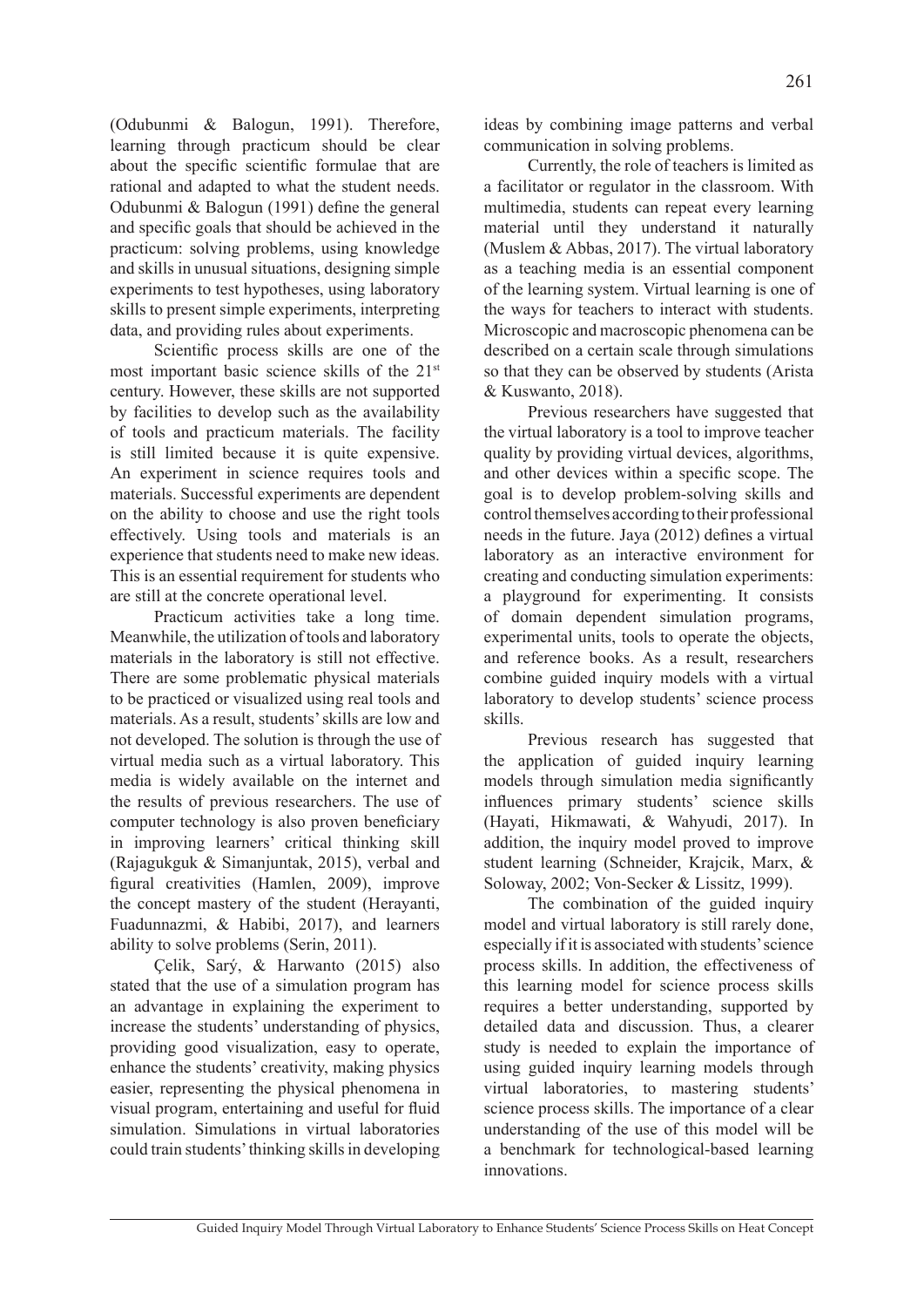(Odubunmi & Balogun, 1991). Therefore, learning through practicum should be clear about the specific scientific formulae that are rational and adapted to what the student needs. Odubunmi & Balogun (1991) define the general and specific goals that should be achieved in the practicum: solving problems, using knowledge and skills in unusual situations, designing simple experiments to test hypotheses, using laboratory skills to present simple experiments, interpreting data, and providing rules about experiments.

Scientific process skills are one of the most important basic science skills of the 21st century. However, these skills are not supported by facilities to develop such as the availability of tools and practicum materials. The facility is still limited because it is quite expensive. An experiment in science requires tools and materials. Successful experiments are dependent on the ability to choose and use the right tools effectively. Using tools and materials is an experience that students need to make new ideas. This is an essential requirement for students who are still at the concrete operational level.

Practicum activities take a long time. Meanwhile, the utilization of tools and laboratory materials in the laboratory is still not effective. There are some problematic physical materials to be practiced or visualized using real tools and materials. As a result, students' skills are low and not developed. The solution is through the use of virtual media such as a virtual laboratory. This media is widely available on the internet and the results of previous researchers. The use of computer technology is also proven beneficiary in improving learners' critical thinking skill (Rajagukguk & Simanjuntak, 2015), verbal and figural creativities (Hamlen, 2009), improve the concept mastery of the student (Herayanti, Fuadunnazmi, & Habibi, 2017), and learners ability to solve problems (Serin, 2011).

Çelik, Sarý, & Harwanto (2015) also stated that the use of a simulation program has an advantage in explaining the experiment to increase the students' understanding of physics, providing good visualization, easy to operate, enhance the students' creativity, making physics easier, representing the physical phenomena in visual program, entertaining and useful for fluid simulation. Simulations in virtual laboratories could train students' thinking skills in developing ideas by combining image patterns and verbal communication in solving problems.

Currently, the role of teachers is limited as a facilitator or regulator in the classroom. With multimedia, students can repeat every learning material until they understand it naturally (Muslem & Abbas, 2017). The virtual laboratory as a teaching media is an essential component of the learning system. Virtual learning is one of the ways for teachers to interact with students. Microscopic and macroscopic phenomena can be described on a certain scale through simulations so that they can be observed by students (Arista & Kuswanto, 2018).

Previous researchers have suggested that the virtual laboratory is a tool to improve teacher quality by providing virtual devices, algorithms, and other devices within a specific scope. The goal is to develop problem-solving skills and control themselves according to their professional needs in the future. Jaya (2012) defines a virtual laboratory as an interactive environment for creating and conducting simulation experiments: a playground for experimenting. It consists of domain dependent simulation programs, experimental units, tools to operate the objects, and reference books. As a result, researchers combine guided inquiry models with a virtual laboratory to develop students' science process skills.

Previous research has suggested that the application of guided inquiry learning models through simulation media significantly influences primary students' science skills (Hayati, Hikmawati, & Wahyudi, 2017). In addition, the inquiry model proved to improve student learning (Schneider, Krajcik, Marx, & Soloway, 2002; Von-Secker & Lissitz, 1999).

The combination of the guided inquiry model and virtual laboratory is still rarely done, especially if it is associated with students' science process skills. In addition, the effectiveness of this learning model for science process skills requires a better understanding, supported by detailed data and discussion. Thus, a clearer study is needed to explain the importance of using guided inquiry learning models through virtual laboratories, to mastering students' science process skills. The importance of a clear understanding of the use of this model will be a benchmark for technological-based learning innovations.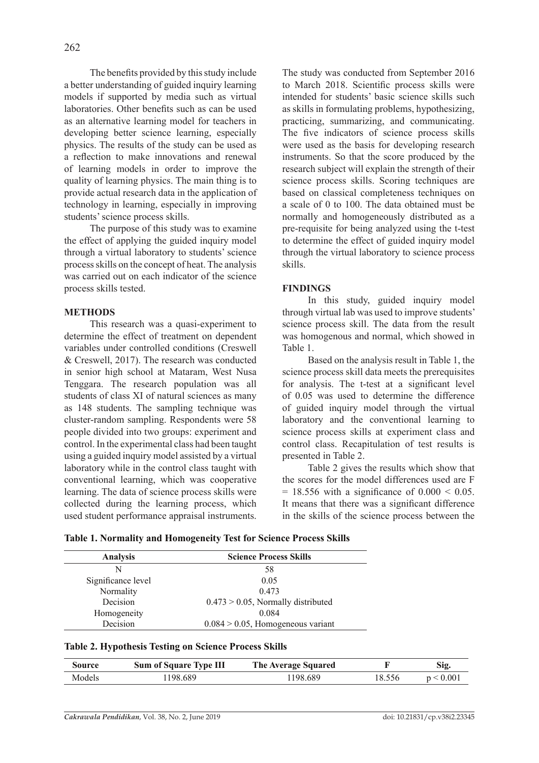The benefits provided by this study include a better understanding of guided inquiry learning models if supported by media such as virtual laboratories. Other benefits such as can be used as an alternative learning model for teachers in developing better science learning, especially physics. The results of the study can be used as a reflection to make innovations and renewal of learning models in order to improve the quality of learning physics. The main thing is to provide actual research data in the application of technology in learning, especially in improving students' science process skills.

The purpose of this study was to examine the effect of applying the guided inquiry model through a virtual laboratory to students' science process skills on the concept of heat. The analysis was carried out on each indicator of the science process skills tested.

## METHODS

This research was a quasi-experiment to determine the effect of treatment on dependent variables under controlled conditions (Creswell & Creswell, 2017). The research was conducted in senior high school at Mataram, West Nusa Tenggara. The research population was all students of class XI of natural sciences as many as 148 students. The sampling technique was cluster-random sampling. Respondents were 58 people divided into two groups: experiment and control. In the experimental class had been taught using a guided inquiry model assisted by a virtual laboratory while in the control class taught with conventional learning, which was cooperative learning. The data of science process skills were collected during the learning process, which used student performance appraisal instruments. The study was conducted from September 2016 to March 2018. Scientific process skills were intended for students' basic science skills such as skills in formulating problems, hypothesizing, practicing, summarizing, and communicating. The five indicators of science process skills were used as the basis for developing research instruments. So that the score produced by the research subject will explain the strength of their science process skills. Scoring techniques are based on classical completeness techniques on a scale of 0 to 100. The data obtained must be normally and homogeneously distributed as a pre-requisite for being analyzed using the t-test to determine the effect of guided inquiry model through the virtual laboratory to science process skills.

## FINDINGS

In this study, guided inquiry model through virtual lab was used to improve students' science process skill. The data from the result was homogenous and normal, which showed in Table 1.

Based on the analysis result in Table 1, the science process skill data meets the prerequisites for analysis. The t-test at a significant level of 0.05 was used to determine the difference of guided inquiry model through the virtual laboratory and the conventional learning to science process skills at experiment class and control class. Recapitulation of test results is presented in Table 2.

Table 2 gives the results which show that the scores for the model differences used are $F = 18.556$ with a significance of $0.000 < 0.05$. It means that there was a significant difference in the skills of the science process between the

**Table 1. Normality and Homogeneity Test for Science Process Skills**

| Analysis | Science Process Skills |
|---|---|
| N | 58 |
| Significance level | 0.05 |
| Normality | 0.473 |
| Decision | $0.473 > 0.05$, Normally distributed |
| Homogeneity | 0.084 |
| Decision | $0.084 > 0.05$, Homogeneous variant |

**Table 2. Hypothesis Testing on Science Process Skills**

| Source | Sum of Square Type III | The Average Squared | F | Sig. |
|---|---|---|---|---|
| Models | 1198.689 | 1198.689 | 18.556 | $p < 0.001$ |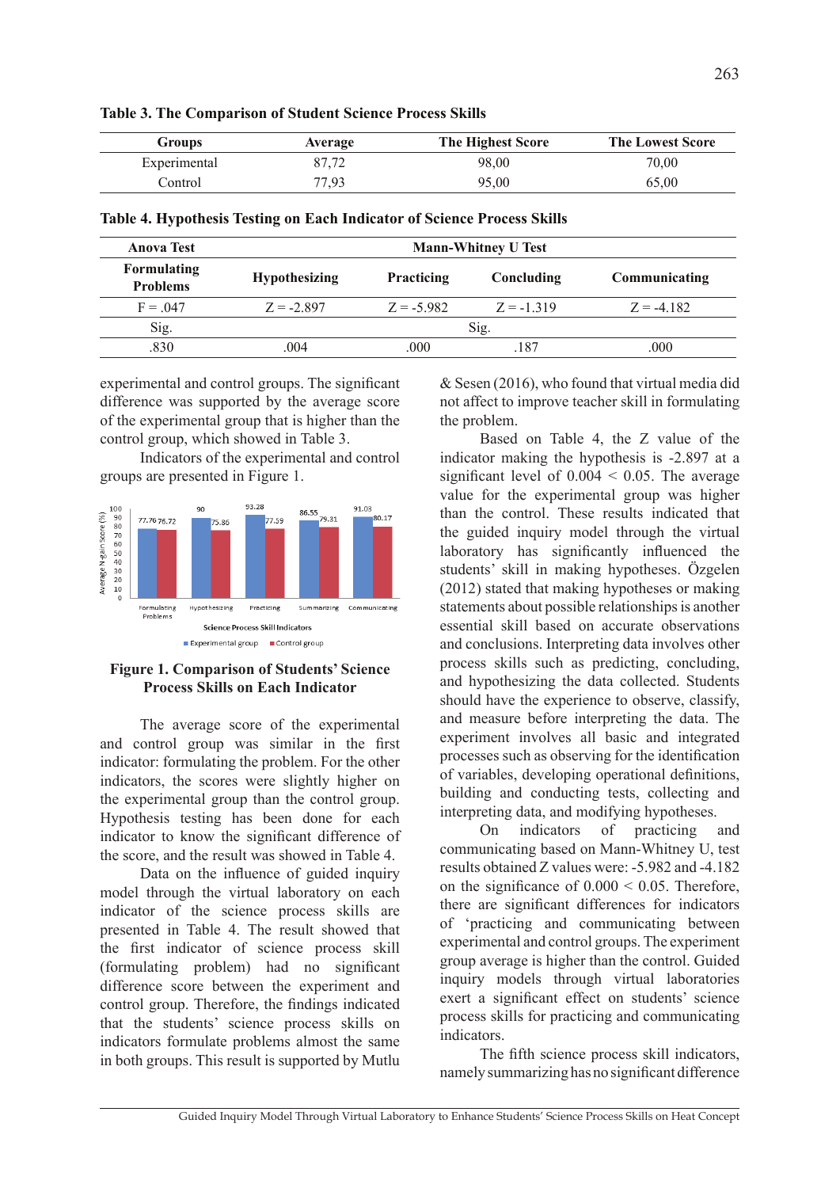**Table 3. The Comparison of Student Science Process Skills**

| Groups | Average | The Highest Score | The Lowest Score |
|---|---|---|---|
| Experimental | 87,72 | 98,00 | 70,00 |
| Control | 77,93 | 95,00 | 65,00 |

**Table 4. Hypothesis Testing on Each Indicator of Science Process Skills**

| Anova Test | Mann-Whitney U Test | | | |
|---|---|---|---|---|
| Formulating Problems | Hypothesizing | Practicing | Concluding | Communicating |
| F = .047 | Z = -2.897 | Z = -5.982 | Z = -1.319 | Z = -4.182 |
| Sig. | Sig. | | | |
| .830 | .004 | .000 | .187 | .000 |

experimental and control groups. The significant difference was supported by the average score of the experimental group that is higher than the control group, which showed in Table 3.

Indicators of the experimental and control groups are presented in Figure 1.

**Figure 1. Comparison of Students' Science Process Skills on Each Indicator**

The average score of the experimental and control group was similar in the first indicator: formulating the problem. For the other indicators, the scores were slightly higher on the experimental group than the control group. Hypothesis testing has been done for each indicator to know the significant difference of the score, and the result was showed in Table 4.

Data on the influence of guided inquiry model through the virtual laboratory on each indicator of the science process skills are presented in Table 4. The result showed that the first indicator of science process skill (formulating problem) had no significant difference score between the experiment and control group. Therefore, the findings indicated that the students' science process skills on indicators formulate problems almost the same in both groups. This result is supported by Mutlu & Sesen (2016), who found that virtual media did not affect to improve teacher skill in formulating the problem.

Based on Table 4, the Z value of the indicator making the hypothesis is -2.897 at a significant level of 0.004 < 0.05. The average value for the experimental group was higher than the control. These results indicated that the guided inquiry model through the virtual laboratory has significantly influenced the students' skill in making hypotheses. Özgelen (2012) stated that making hypotheses or making statements about possible relationships is another essential skill based on accurate observations and conclusions. Interpreting data involves other process skills such as predicting, concluding, and hypothesizing the data collected. Students should have the experience to observe, classify, and measure before interpreting the data. The experiment involves all basic and integrated processes such as observing for the identification of variables, developing operational definitions, building and conducting tests, collecting and interpreting data, and modifying hypotheses.

On indicators of practicing and communicating based on Mann-Whitney U, test results obtained Z values were: -5.982 and -4.182 on the significance of 0.000 < 0.05. Therefore, there are significant differences for indicators of 'practicing and communicating between experimental and control groups. The experiment group average is higher than the control. Guided inquiry models through virtual laboratories exert a significant effect on students' science process skills for practicing and communicating indicators.

The fifth science process skill indicators, namely summarizing has no significant difference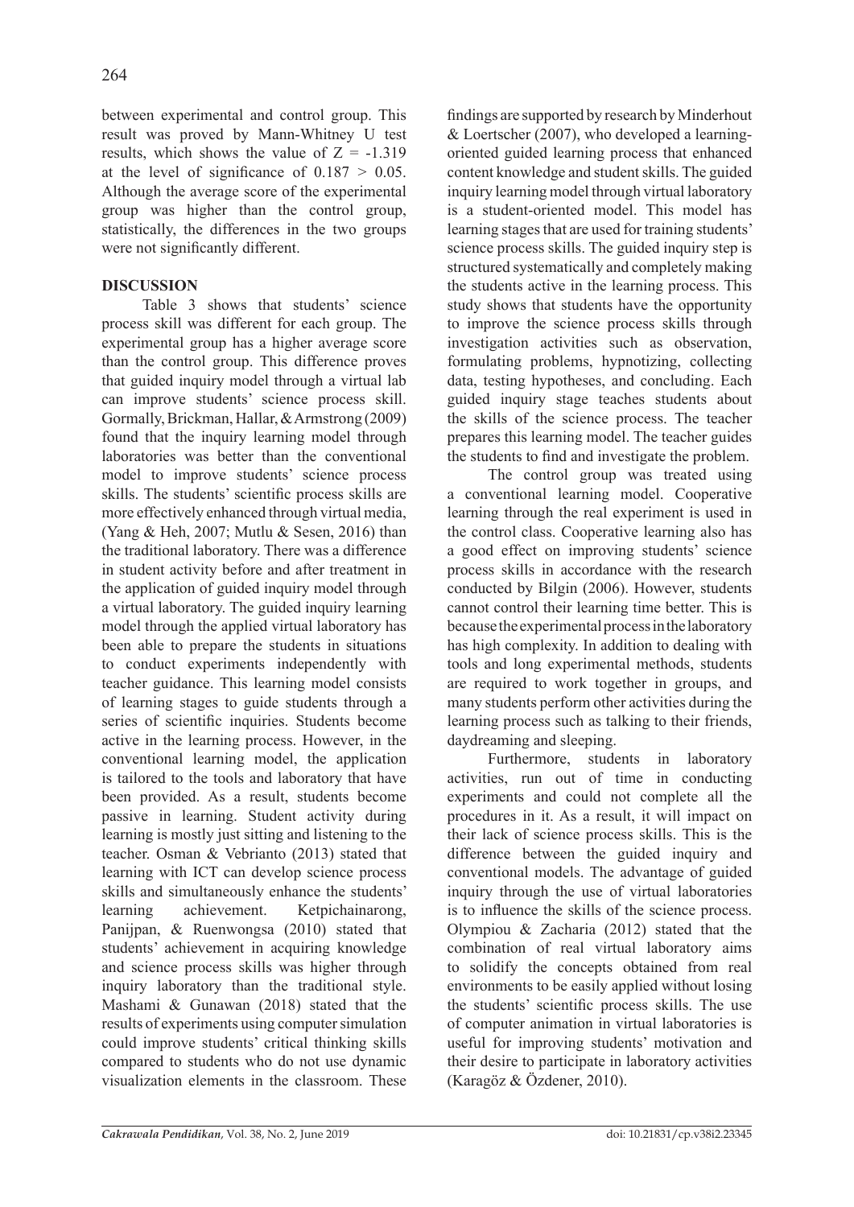between experimental and control group. This result was proved by Mann-Whitney U test results, which shows the value of $Z = -1.319$ at the level of significance of $0.187 > 0.05$. Although the average score of the experimental group was higher than the control group, statistically, the differences in the two groups were not significantly different.

## DISCUSSION

Table 3 shows that students' science process skill was different for each group. The experimental group has a higher average score than the control group. This difference proves that guided inquiry model through a virtual lab can improve students' science process skill. Gormally, Brickman, Hallar, & Armstrong (2009) found that the inquiry learning model through laboratories was better than the conventional model to improve students' science process skills. The students' scientific process skills are more effectively enhanced through virtual media, (Yang & Heh, 2007; Mutlu & Sesen, 2016) than the traditional laboratory. There was a difference in student activity before and after treatment in the application of guided inquiry model through a virtual laboratory. The guided inquiry learning model through the applied virtual laboratory has been able to prepare the students in situations to conduct experiments independently with teacher guidance. This learning model consists of learning stages to guide students through a series of scientific inquiries. Students become active in the learning process. However, in the conventional learning model, the application is tailored to the tools and laboratory that have been provided. As a result, students become passive in learning. Student activity during learning is mostly just sitting and listening to the teacher. Osman & Vebrianto (2013) stated that learning with ICT can develop science process skills and simultaneously enhance the students' learning achievement. Ketpichainarong, Panijpan, & Ruenwongsa (2010) stated that students' achievement in acquiring knowledge and science process skills was higher through inquiry laboratory than the traditional style. Mashami & Gunawan (2018) stated that the results of experiments using computer simulation could improve students' critical thinking skills compared to students who do not use dynamic visualization elements in the classroom. These findings are supported by research by Minderhout & Loertscher (2007), who developed a learning-oriented guided learning process that enhanced content knowledge and student skills. The guided inquiry learning model through virtual laboratory is a student-oriented model. This model has learning stages that are used for training students' science process skills. The guided inquiry step is structured systematically and completely making the students active in the learning process. This study shows that students have the opportunity to improve the science process skills through investigation activities such as observation, formulating problems, hypnotizing, collecting data, testing hypotheses, and concluding. Each guided inquiry stage teaches students about the skills of the science process. The teacher prepares this learning model. The teacher guides the students to find and investigate the problem.

The control group was treated using a conventional learning model. Cooperative learning through the real experiment is used in the control class. Cooperative learning also has a good effect on improving students' science process skills in accordance with the research conducted by Bilgin (2006). However, students cannot control their learning time better. This is because the experimental process in the laboratory has high complexity. In addition to dealing with tools and long experimental methods, students are required to work together in groups, and many students perform other activities during the learning process such as talking to their friends, daydreaming and sleeping.

Furthermore, students in laboratory activities, run out of time in conducting experiments and could not complete all the procedures in it. As a result, it will impact on their lack of science process skills. This is the difference between the guided inquiry and conventional models. The advantage of guided inquiry through the use of virtual laboratories is to influence the skills of the science process. Olympiou & Zacharia (2012) stated that the combination of real virtual laboratory aims to solidify the concepts obtained from real environments to be easily applied without losing the students' scientific process skills. The use of computer animation in virtual laboratories is useful for improving students' motivation and their desire to participate in laboratory activities (Karagöz & Özdener, 2010).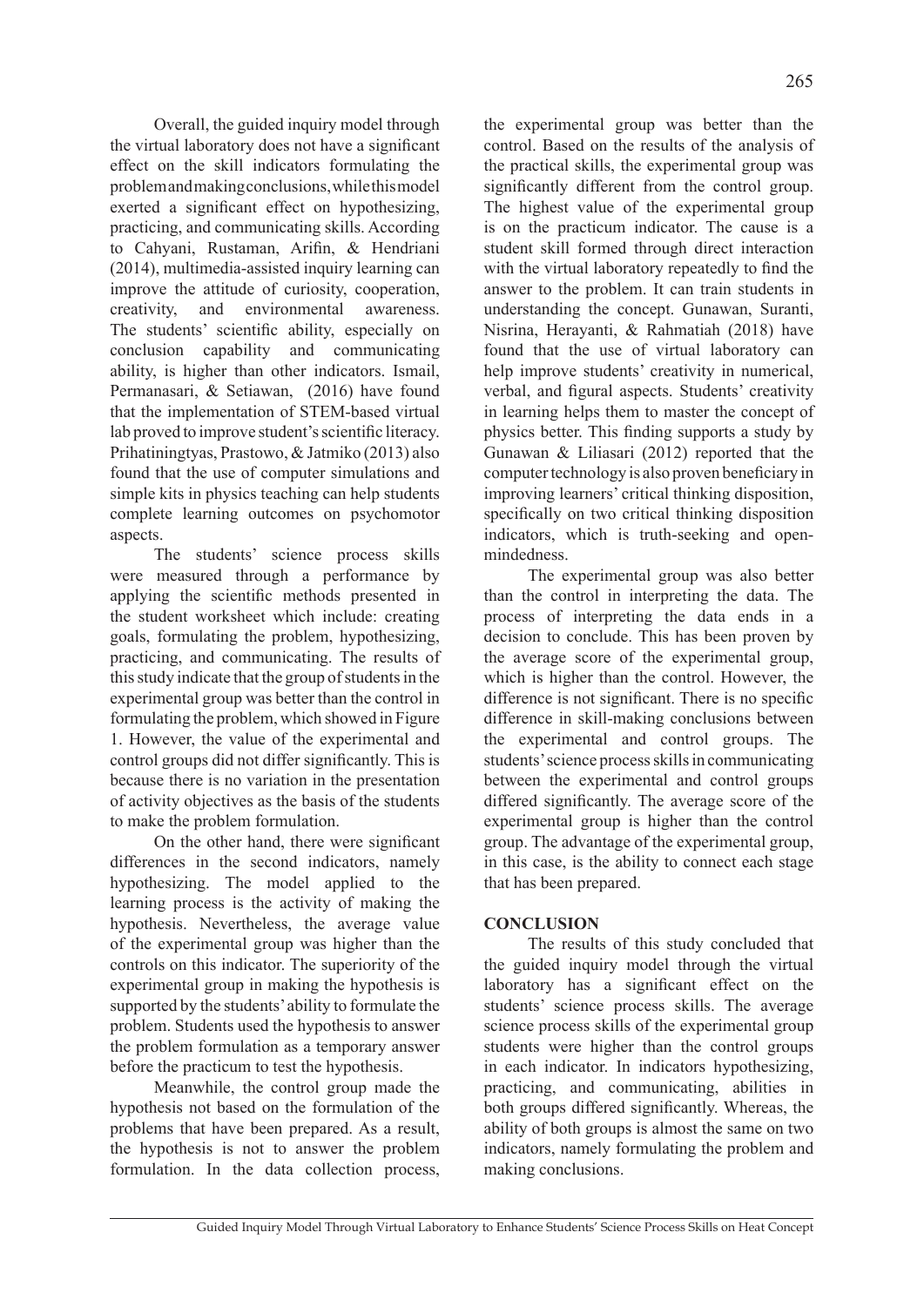Overall, the guided inquiry model through the virtual laboratory does not have a significant effect on the skill indicators formulating the problem and making conclusions, while this model exerted a significant effect on hypothesizing, practicing, and communicating skills. According to Cahyani, Rustaman, Arifin, & Hendriani (2014), multimedia-assisted inquiry learning can improve the attitude of curiosity, cooperation, creativity, and environmental awareness. The students' scientific ability, especially on conclusion capability and communicating ability, is higher than other indicators. Ismail, Permanasari, & Setiawan, (2016) have found that the implementation of STEM-based virtual lab proved to improve student's scientific literacy. Prihatiningtyas, Prastowo, & Jatmiko (2013) also found that the use of computer simulations and simple kits in physics teaching can help students complete learning outcomes on psychomotor aspects.

The students' science process skills were measured through a performance by applying the scientific methods presented in the student worksheet which include: creating goals, formulating the problem, hypothesizing, practicing, and communicating. The results of this study indicate that the group of students in the experimental group was better than the control in formulating the problem, which showed in Figure 1. However, the value of the experimental and control groups did not differ significantly. This is because there is no variation in the presentation of activity objectives as the basis of the students to make the problem formulation.

On the other hand, there were significant differences in the second indicators, namely hypothesizing. The model applied to the learning process is the activity of making the hypothesis. Nevertheless, the average value of the experimental group was higher than the controls on this indicator. The superiority of the experimental group in making the hypothesis is supported by the students' ability to formulate the problem. Students used the hypothesis to answer the problem formulation as a temporary answer before the practicum to test the hypothesis.

Meanwhile, the control group made the hypothesis not based on the formulation of the problems that have been prepared. As a result, the hypothesis is not to answer the problem formulation. In the data collection process, the experimental group was better than the control. Based on the results of the analysis of the practical skills, the experimental group was significantly different from the control group. The highest value of the experimental group is on the practicum indicator. The cause is a student skill formed through direct interaction with the virtual laboratory repeatedly to find the answer to the problem. It can train students in understanding the concept. Gunawan, Suranti, Nisrina, Herayanti, & Rahmatiah (2018) have found that the use of virtual laboratory can help improve students' creativity in numerical, verbal, and figural aspects. Students' creativity in learning helps them to master the concept of physics better. This finding supports a study by Gunawan & Liliasari (2012) reported that the computer technology is also proven beneficiary in improving learners' critical thinking disposition, specifically on two critical thinking disposition indicators, which is truth-seeking and open-mindedness.

The experimental group was also better than the control in interpreting the data. The process of interpreting the data ends in a decision to conclude. This has been proven by the average score of the experimental group, which is higher than the control. However, the difference is not significant. There is no specific difference in skill-making conclusions between the experimental and control groups. The students' science process skills in communicating between the experimental and control groups differed significantly. The average score of the experimental group is higher than the control group. The advantage of the experimental group, in this case, is the ability to connect each stage that has been prepared.

## CONCLUSION

The results of this study concluded that the guided inquiry model through the virtual laboratory has a significant effect on the students' science process skills. The average science process skills of the experimental group students were higher than the control groups in each indicator. In indicators hypothesizing, practicing, and communicating, abilities in both groups differed significantly. Whereas, the ability of both groups is almost the same on two indicators, namely formulating the problem and making conclusions.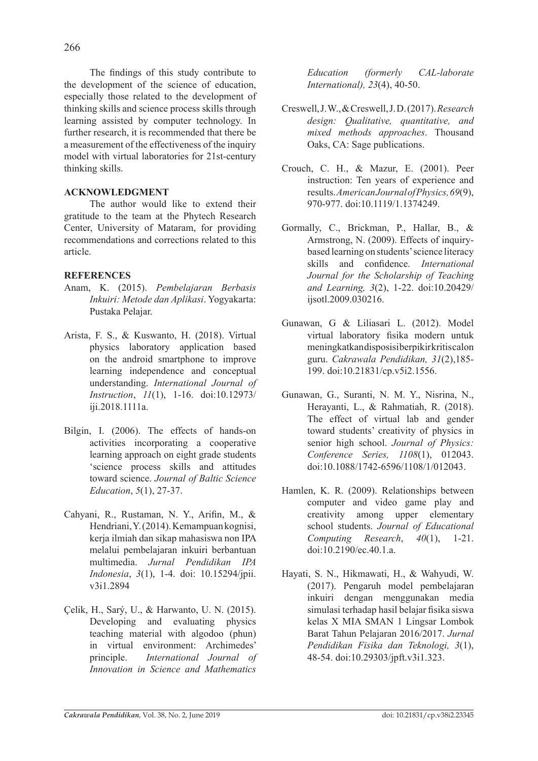The findings of this study contribute to the development of the science of education, especially those related to the development of thinking skills and science process skills through learning assisted by computer technology. In further research, it is recommended that there be a measurement of the effectiveness of the inquiry model with virtual laboratories for 21st-century thinking skills.

## ACKNOWLEDGMENT

The author would like to extend their gratitude to the team at the Phytech Research Center, University of Mataram, for providing recommendations and corrections related to this article.

## REFERENCES

Anam, K. (2015). *Pembelajaran Berbasis Inkuiri: Metode dan Aplikasi*. Yogyakarta: Pustaka Pelajar.

Arista, F. S., & Kuswanto, H. (2018). Virtual physics laboratory application based on the android smartphone to improve learning independence and conceptual understanding. *International Journal of Instruction*, *11*(1), 1-16. doi:10.12973/iji.2018.1111a.

Bilgin, I. (2006). The effects of hands-on activities incorporating a cooperative learning approach on eight grade students 'science process skills and attitudes toward science. *Journal of Baltic Science Education*, *5*(1), 27-37.

Cahyani, R., Rustaman, N. Y., Arifin, M., & Hendriani, Y. (2014). Kemampuan kognisi, kerja ilmiah dan sikap mahasiswa non IPA melalui pembelajaran inkuiri berbantuan multimedia. *Jurnal Pendidikan IPA Indonesia*, *3*(1), 1-4. doi: 10.15294/jpii.v3i1.2894

Çelik, H., Sarý, U., & Harwanto, U. N. (2015). Developing and evaluating physics teaching material with algodoo (phun) in virtual environment: Archimedes' principle. *International Journal of Innovation in Science and Mathematics Education (formerly CAL-laborate International), 23*(4), 40-50.

Creswell, J. W., & Creswell, J. D. (2017). *Research design: Qualitative, quantitative, and mixed methods approaches*. Thousand Oaks, CA: Sage publications.

Crouch, C. H., & Mazur, E. (2001). Peer instruction: Ten years of experience and results. *American Journal of Physics, 69*(9), 970-977. doi:10.1119/1.1374249.

Gormally, C., Brickman, P., Hallar, B., & Armstrong, N. (2009). Effects of inquiry-based learning on students' science literacy skills and confidence. *International Journal for the Scholarship of Teaching and Learning, 3*(2), 1-22. doi:10.20429/ijsotl.2009.030216.

Gunawan, G & Liliasari L. (2012). Model virtual laboratory fisika modern untuk meningkatkan disposisi berpikir kritis calon guru. *Cakrawala Pendidikan, 31*(2),185-199. doi:10.21831/cp.v5i2.1556.

Gunawan, G., Suranti, N. M. Y., Nisrina, N., Herayanti, L., & Rahmatiah, R. (2018). The effect of virtual lab and gender toward students' creativity of physics in senior high school. *Journal of Physics: Conference Series, 1108*(1), 012043. doi:10.1088/1742-6596/1108/1/012043.

Hamlen, K. R. (2009). Relationships between computer and video game play and creativity among upper elementary school students. *Journal of Educational Computing Research*, *40*(1), 1-21. doi:10.2190/ec.40.1.a.

Hayati, S. N., Hikmawati, H., & Wahyudi, W. (2017). Pengaruh model pembelajaran inkuiri dengan menggunakan media simulasi terhadap hasil belajar fisika siswa kelas X MIA SMAN 1 Lingsar Lombok Barat Tahun Pelajaran 2016/2017. *Jurnal Pendidikan Fisika dan Teknologi, 3*(1), 48-54. doi:10.29303/jpft.v3i1.323.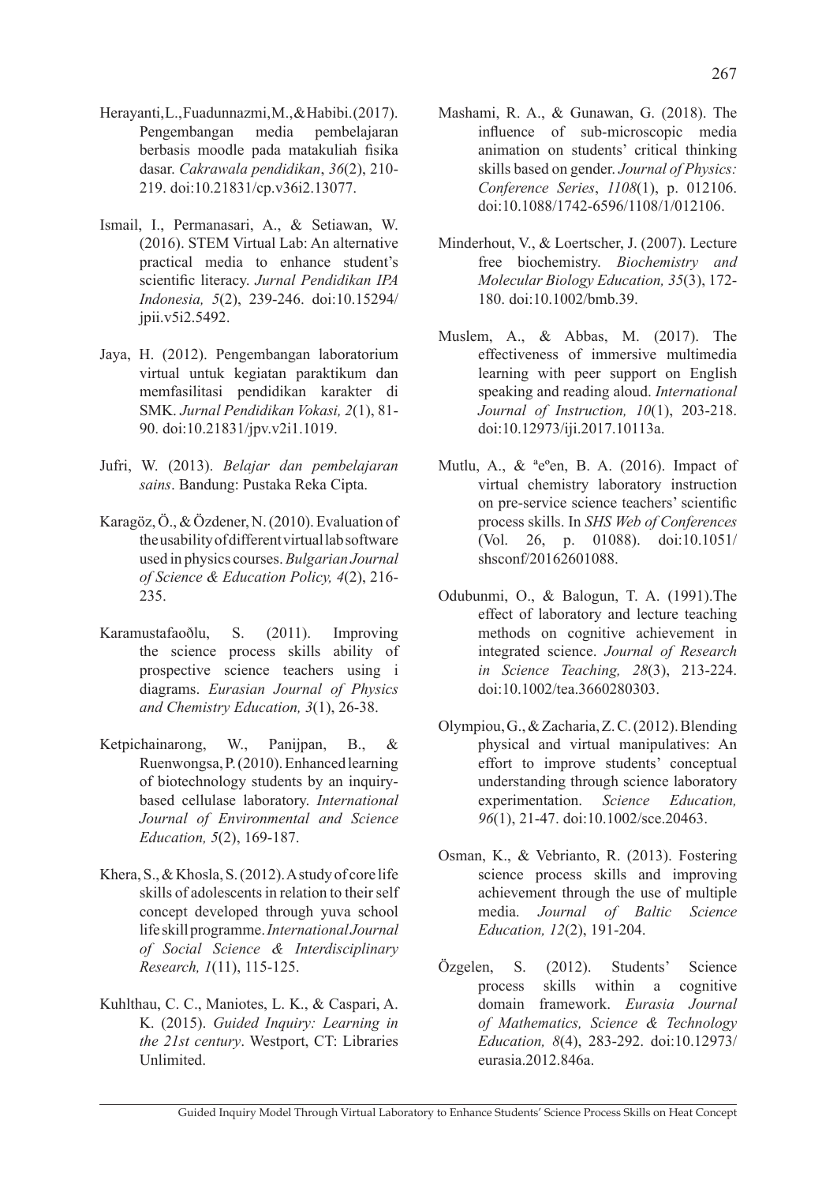Herayanti, L., Fuadunnazmi, M., & Habibi. (2017). Pengembangan media pembelajaran berbasis moodle pada matakuliah fisika dasar. *Cakrawala pendidikan*, *36*(2), 210-219. doi:10.21831/cp.v36i2.13077.

Ismail, I., Permanasari, A., & Setiawan, W. (2016). STEM Virtual Lab: An alternative practical media to enhance student's scientific literacy. *Jurnal Pendidikan IPA Indonesia, 5*(2), 239-246. doi:10.15294/jpii.v5i2.5492.

Jaya, H. (2012). Pengembangan laboratorium virtual untuk kegiatan paraktikum dan memfasilitasi pendidikan karakter di SMK. *Jurnal Pendidikan Vokasi, 2*(1), 81-90. doi:10.21831/jpv.v2i1.1019.

Jufri, W. (2013). *Belajar dan pembelajaran sains*. Bandung: Pustaka Reka Cipta.

Karagöz, Ö., & Özdener, N. (2010). Evaluation of the usability of different virtual lab software used in physics courses. *Bulgarian Journal of Science & Education Policy, 4*(2), 216-235.

Karamustafaoðlu, S. (2011). Improving the science process skills ability of prospective science teachers using i diagrams. *Eurasian Journal of Physics and Chemistry Education, 3*(1), 26-38.

Ketpichainarong, W., Panijpan, B., & Ruenwongsa, P. (2010). Enhanced learning of biotechnology students by an inquiry-based cellulase laboratory. *International Journal of Environmental and Science Education, 5*(2), 169-187.

Khera, S., & Khosla, S. (2012). A study of core life skills of adolescents in relation to their self concept developed through yuva school life skill programme. *International Journal of Social Science & Interdisciplinary Research, 1*(11), 115-125.

Kuhlthau, C. C., Maniotes, L. K., & Caspari, A. K. (2015). *Guided Inquiry: Learning in the 21st century*. Westport, CT: Libraries Unlimited.

Mashami, R. A., & Gunawan, G. (2018). The influence of sub-microscopic media animation on students' critical thinking skills based on gender. *Journal of Physics: Conference Series*, *1108*(1), p. 012106. doi:10.1088/1742-6596/1108/1/012106.

Minderhout, V., & Loertscher, J. (2007). Lecture free biochemistry. *Biochemistry and Molecular Biology Education, 35*(3), 172-180. doi:10.1002/bmb.39.

Muslem, A., & Abbas, M. (2017). The effectiveness of immersive multimedia learning with peer support on English speaking and reading aloud. *International Journal of Instruction, 10*(1), 203-218. doi:10.12973/iji.2017.10113a.

Mutlu, A., & ªeºen, B. A. (2016). Impact of virtual chemistry laboratory instruction on pre-service science teachers' scientific process skills. In *SHS Web of Conferences* (Vol. 26, p. 01088). doi:10.1051/shsconf/20162601088.

Odubunmi, O., & Balogun, T. A. (1991).The effect of laboratory and lecture teaching methods on cognitive achievement in integrated science. *Journal of Research in Science Teaching, 28*(3), 213-224. doi:10.1002/tea.3660280303.

Olympiou, G., & Zacharia, Z. C. (2012). Blending physical and virtual manipulatives: An effort to improve students' conceptual understanding through science laboratory experimentation. *Science Education, 96*(1), 21-47. doi:10.1002/sce.20463.

Osman, K., & Vebrianto, R. (2013). Fostering science process skills and improving achievement through the use of multiple media. *Journal of Baltic Science Education, 12*(2), 191-204.

Özgelen, S. (2012). Students' Science process skills within a cognitive domain framework. *Eurasia Journal of Mathematics, Science & Technology Education, 8*(4), 283-292. doi:10.12973/eurasia.2012.846a.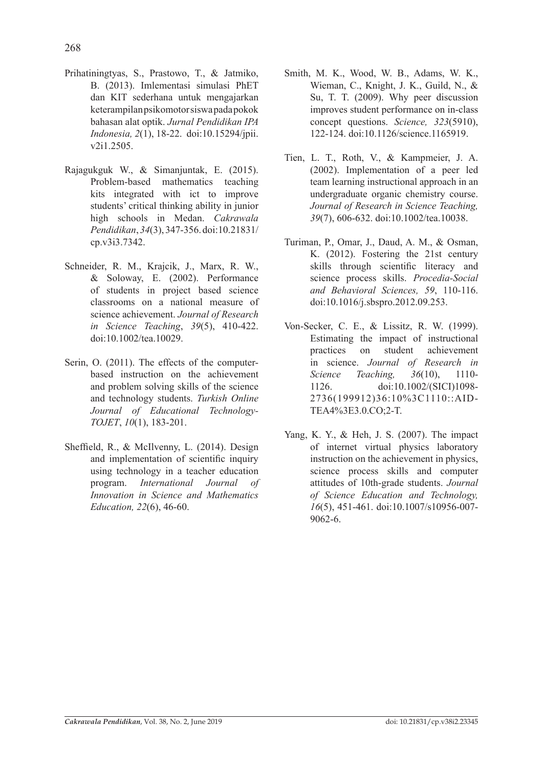Prihatiningtyas, S., Prastowo, T., & Jatmiko, B. (2013). Imlementasi simulasi PhET dan KIT sederhana untuk mengajarkan keterampilan psikomotor siswa pada pokok bahasan alat optik. *Jurnal Pendidikan IPA Indonesia, 2*(1), 18-22. doi:10.15294/jpii.v2i1.2505.

Rajagukguk W., & Simanjuntak, E. (2015). Problem-based mathematics teaching kits integrated with ict to improve students' critical thinking ability in junior high schools in Medan. *Cakrawala Pendidikan*, *34*(3), 347-356. doi:10.21831/cp.v3i3.7342.

Schneider, R. M., Krajcik, J., Marx, R. W., & Soloway, E. (2002). Performance of students in project based science classrooms on a national measure of science achievement. *Journal of Research in Science Teaching*, *39*(5), 410-422. doi:10.1002/tea.10029.

Serin, O. (2011). The effects of the computer-based instruction on the achievement and problem solving skills of the science and technology students. *Turkish Online Journal of Educational Technology-TOJET*, *10*(1), 183-201.

Sheffield, R., & McIlvenny, L. (2014). Design and implementation of scientific inquiry using technology in a teacher education program. *International Journal of Innovation in Science and Mathematics Education, 22*(6), 46-60.

Smith, M. K., Wood, W. B., Adams, W. K., Wieman, C., Knight, J. K., Guild, N., & Su, T. T. (2009). Why peer discussion improves student performance on in-class concept questions. *Science, 323*(5910), 122-124. doi:10.1126/science.1165919.

Tien, L. T., Roth, V., & Kampmeier, J. A. (2002). Implementation of a peer led team learning instructional approach in an undergraduate organic chemistry course. *Journal of Research in Science Teaching, 39*(7), 606-632. doi:10.1002/tea.10038.

Turiman, P., Omar, J., Daud, A. M., & Osman, K. (2012). Fostering the 21st century skills through scientific literacy and science process skills. *Procedia-Social and Behavioral Sciences, 59*, 110-116. doi:10.1016/j.sbspro.2012.09.253.

Von-Secker, C. E., & Lissitz, R. W. (1999). Estimating the impact of instructional practices on student achievement in science. *Journal of Research in Science Teaching, 36*(10), 1110-1126. doi:10.1002/(SICI)1098-2736(199912)36:10%3C1110::AID-TEA4%3E3.0.CO;2-T.

Yang, K. Y., & Heh, J. S. (2007). The impact of internet virtual physics laboratory instruction on the achievement in physics, science process skills and computer attitudes of 10th-grade students. *Journal of Science Education and Technology, 16*(5), 451-461. doi:10.1007/s10956-007-9062-6.